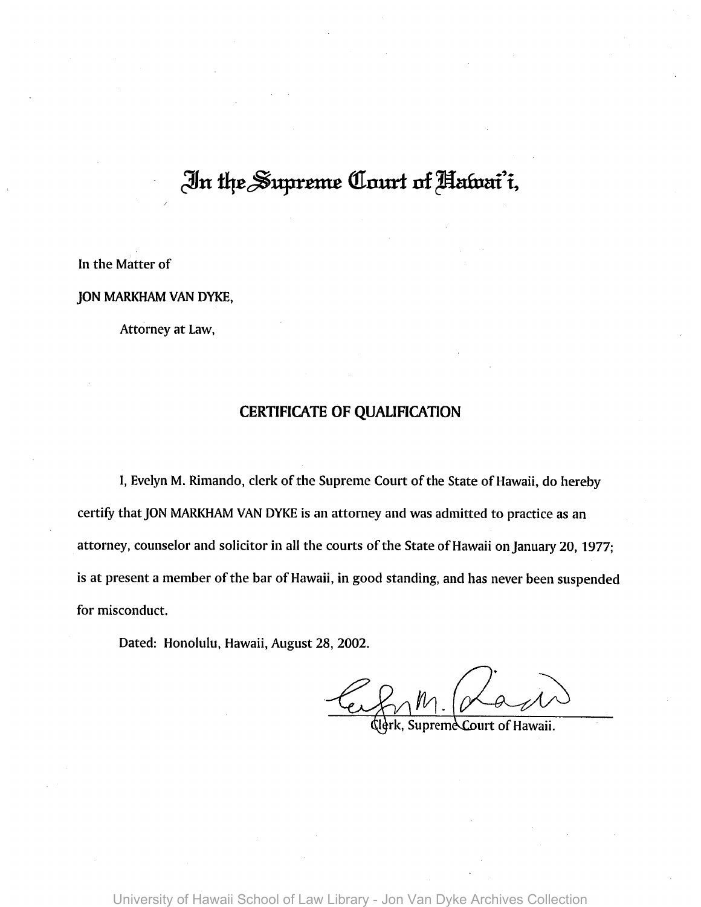# In the Supreme Court of Hawai'i,

In the Matter of

JON MARKHAM VAN DYKE,

Attorney at Law,

## CERTIFICATE OF QUALIFICATION

I, Evelyn M. Rimando, clerk of the Supreme Court of the State of Hawaii, do hereby certify that JON MARKHAM VAN DYKE is an attorney and was admitted to practice as an attorney, counselor and solicitor in all the courts of the State of Hawaii on January 20, 1977; is at present a member of the bar of Hawaii, in good standing, and has never been suspended for misconduct.

Dated: Honolulu, Hawaii, August 28, 2002.

Clerk, Supreme Court of Hawaii.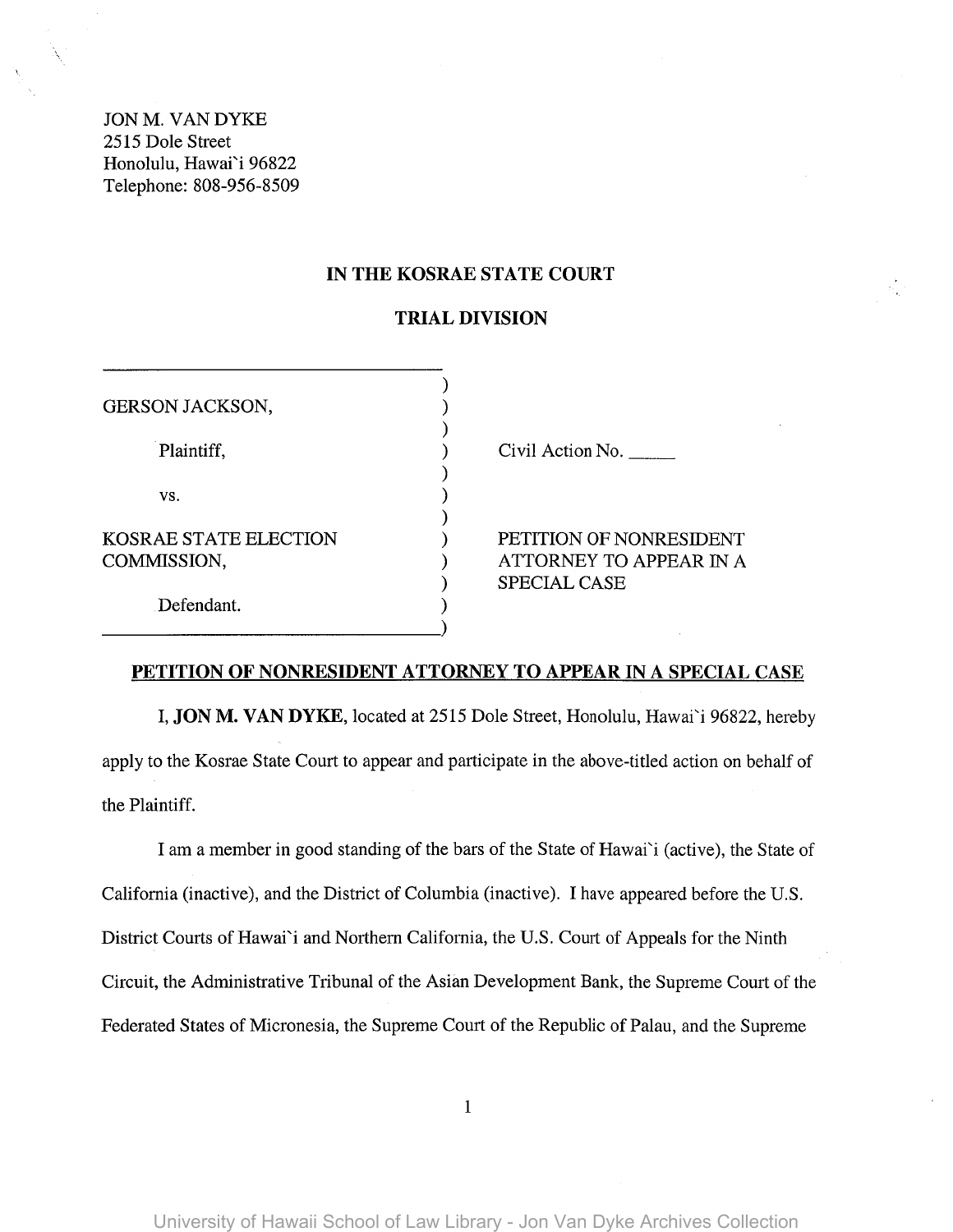JON M. VAN DYKE
2515 Dole Street
Honolulu, Hawai`i 96822
Telephone: 808-956-8509

**IN THE KOSRAE STATE COURT**

**TRIAL DIVISION**

| | |
|---|---|
| GERSON JACKSON,<br><br>Plaintiff,<br><br>vs.<br><br>KOSRAE STATE ELECTION COMMISSION,<br><br>Defendant. | Civil Action No. _____<br><br>PETITION OF NONRESIDENT ATTORNEY TO APPEAR IN A SPECIAL CASE |

**PETITION OF NONRESIDENT ATTORNEY TO APPEAR IN A SPECIAL CASE**

I, **JON M. VAN DYKE**, located at 2515 Dole Street, Honolulu, Hawai`i 96822, hereby apply to the Kosrae State Court to appear and participate in the above-titled action on behalf of the Plaintiff.

I am a member in good standing of the bars of the State of Hawai`i (active), the State of California (inactive), and the District of Columbia (inactive). I have appeared before the U.S. District Courts of Hawai`i and Northern California, the U.S. Court of Appeals for the Ninth Circuit, the Administrative Tribunal of the Asian Development Bank, the Supreme Court of the Federated States of Micronesia, the Supreme Court of the Republic of Palau, and the Supreme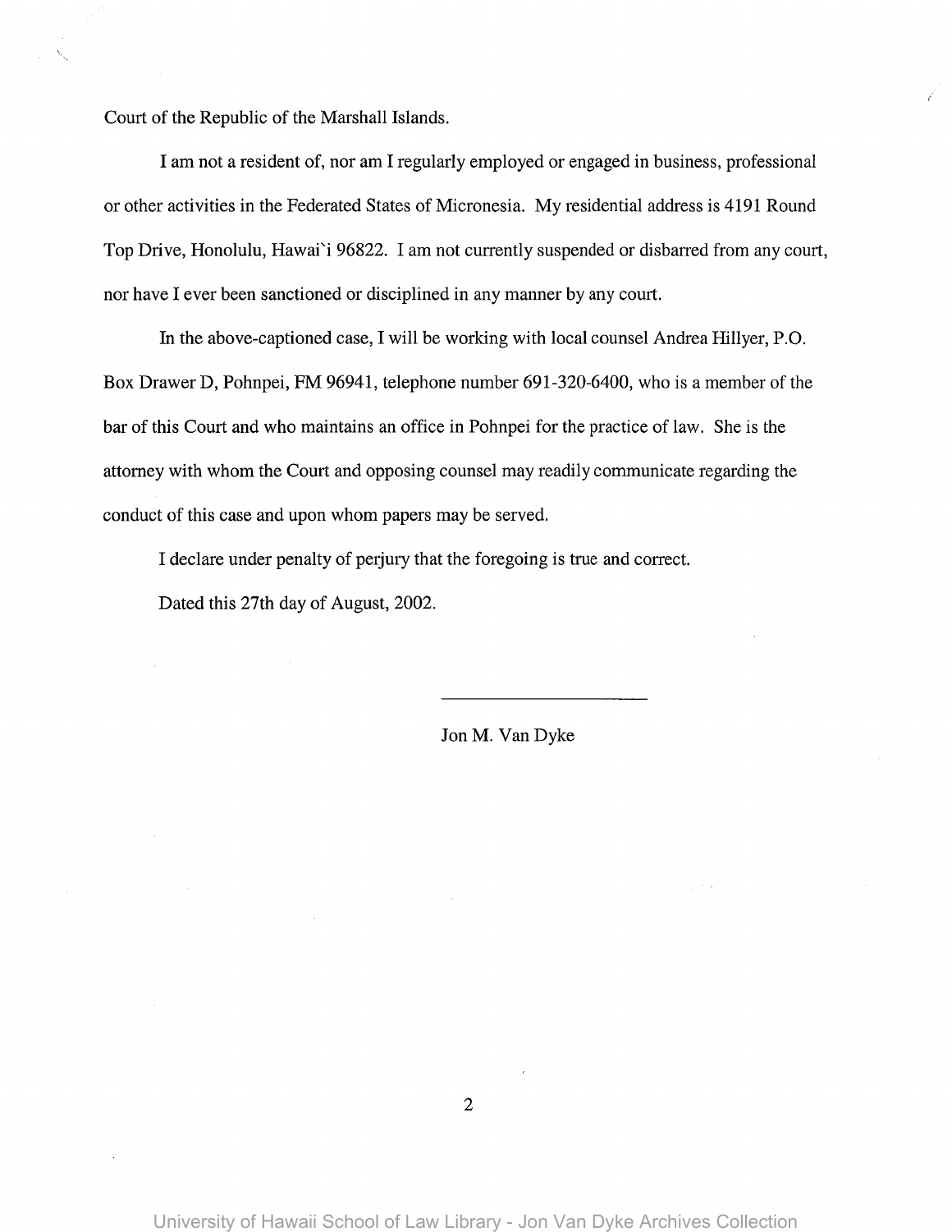Court of the Republic of the Marshall Islands.

I am not a resident of, nor am I regularly employed or engaged in business, professional or other activities in the Federated States of Micronesia. My residential address is 4191 Round Top Drive, Honolulu, Hawai`i 96822. I am not currently suspended or disbarred from any court, nor have I ever been sanctioned or disciplined in any manner by any court.

In the above-captioned case, I will be working with local counsel Andrea Hillyer, P.O. Box Drawer D, Pohnpei, FM 96941, telephone number 691-320-6400, who is a member of the bar of this Court and who maintains an office in Pohnpei for the practice of law. She is the attorney with whom the Court and opposing counsel may readily communicate regarding the conduct of this case and upon whom papers may be served.

I declare under penalty of perjury that the foregoing is true and correct.

Dated this 27th day of August, 2002.

\_\_\_\_\_\_\_\_\_\_\_\_\_\_\_\_\_\_\_\_\_\_

Jon M. Van Dyke

University of Hawaii School of Law Library - Jon Van Dyke Archives Collection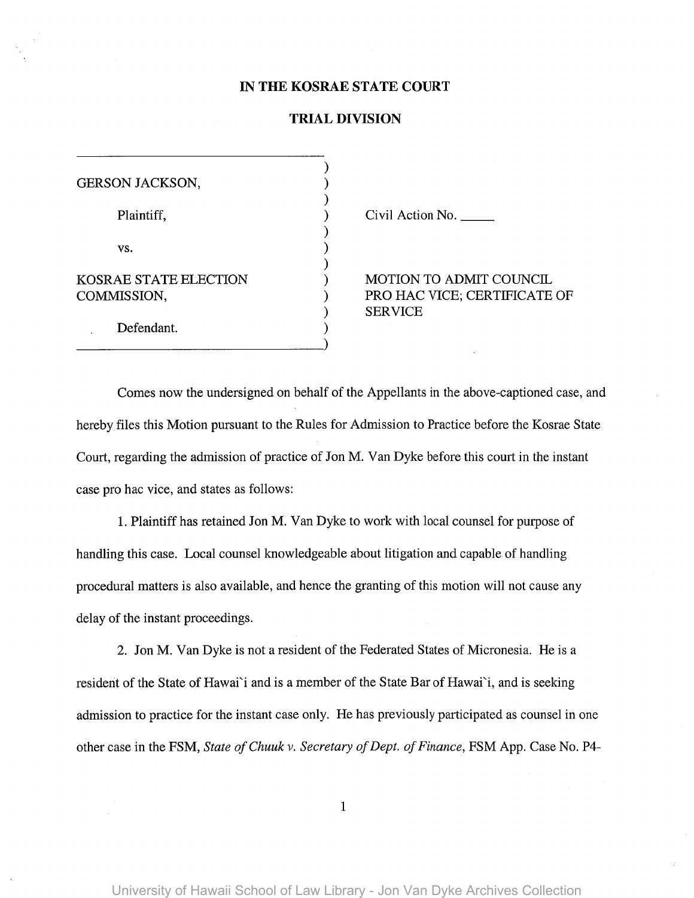**IN THE KOSRAE STATE COURT**

**TRIAL DIVISION**

| | | |
|---|---|---|
| GERSON JACKSON, | ) | |
| Plaintiff, | ) | Civil Action No. _____ |
| vs. | ) | |
| KOSRAE STATE ELECTION COMMISSION, | ) | MOTION TO ADMIT COUNCIL PRO HAC VICE; CERTIFICATE OF SERVICE |
| Defendant. | ) | |

Comes now the undersigned on behalf of the Appellants in the above-captioned case, and hereby files this Motion pursuant to the Rules for Admission to Practice before the Kosrae State Court, regarding the admission of practice of Jon M. Van Dyke before this court in the instant case pro hac vice, and states as follows:

1. Plaintiff has retained Jon M. Van Dyke to work with local counsel for purpose of handling this case. Local counsel knowledgeable about litigation and capable of handling procedural matters is also available, and hence the granting of this motion will not cause any delay of the instant proceedings.

2. Jon M. Van Dyke is not a resident of the Federated States of Micronesia. He is a resident of the State of Hawai`i and is a member of the State Bar of Hawai`i, and is seeking admission to practice for the instant case only. He has previously participated as counsel in one other case in the FSM, *State of Chuuk v. Secretary of Dept. of Finance*, FSM App. Case No. P4-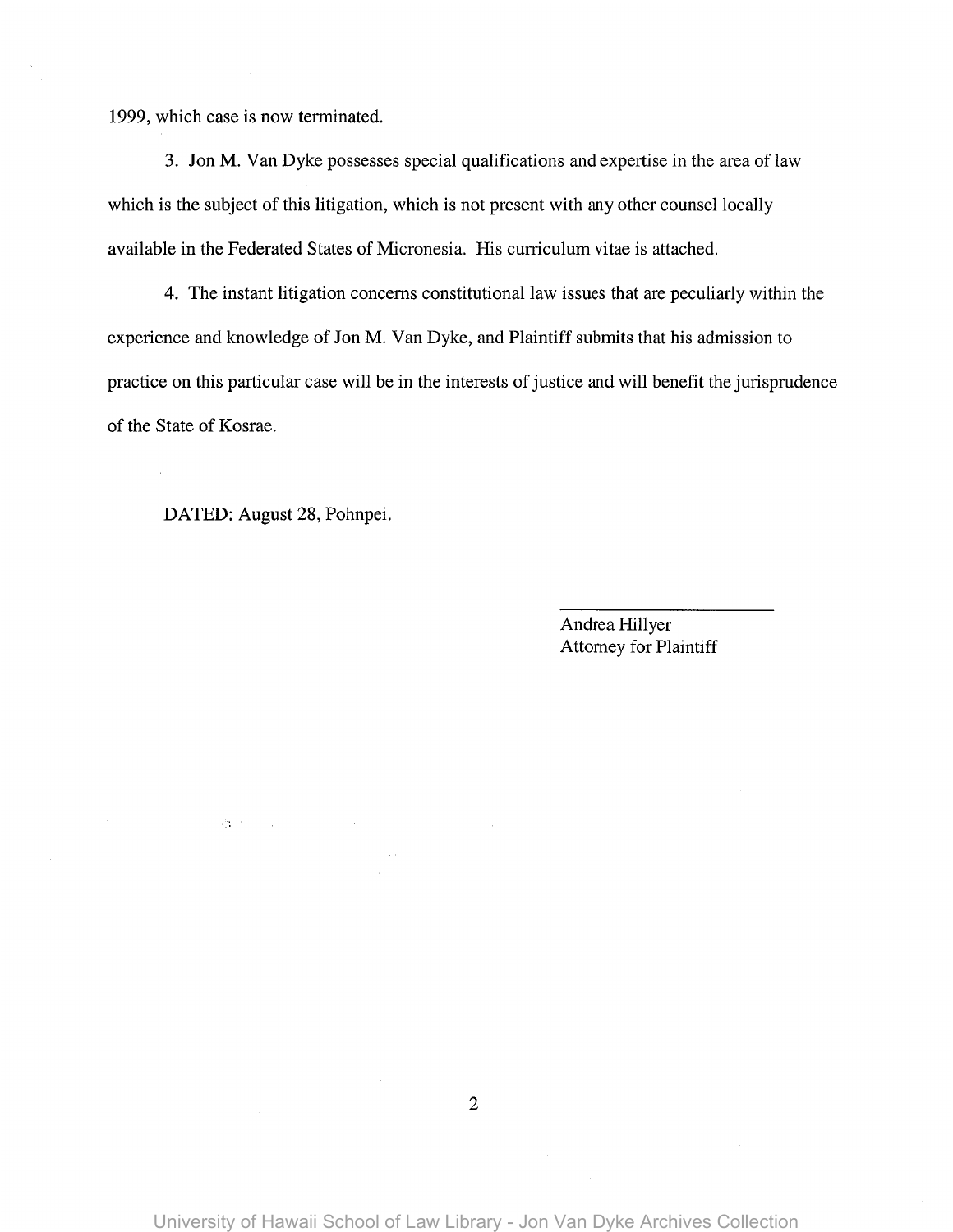1999, which case is now terminated.

3. Jon M. Van Dyke possesses special qualifications and expertise in the area of law which is the subject of this litigation, which is not present with any other counsel locally available in the Federated States of Micronesia. His curriculum vitae is attached.

4. The instant litigation concerns constitutional law issues that are peculiarly within the experience and knowledge of Jon M. Van Dyke, and Plaintiff submits that his admission to practice on this particular case will be in the interests of justice and will benefit the jurisprudence of the State of Kosrae.

DATED: August 28, Pohnpei.

Andrea Hillyer
Attorney for Plaintiff

University of Hawaii School of Law Library - Jon Van Dyke Archives Collection